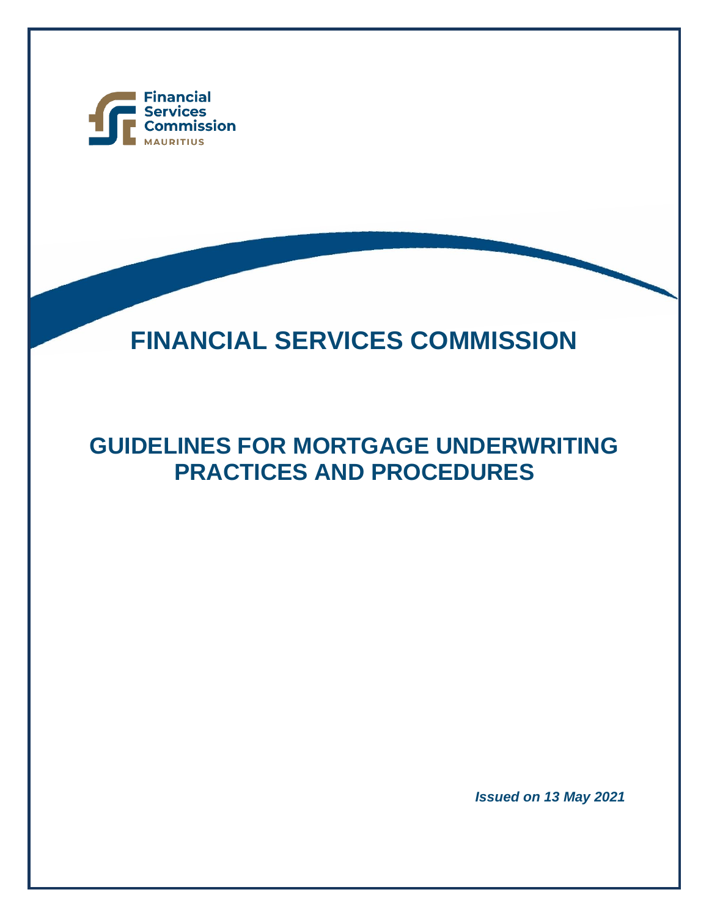Financial Services Commission
MAURITIUS

# FINANCIAL SERVICES COMMISSION

## GUIDELINES FOR MORTGAGE UNDERWRITING PRACTICES AND PROCEDURES

***Issued on 13 May 2021***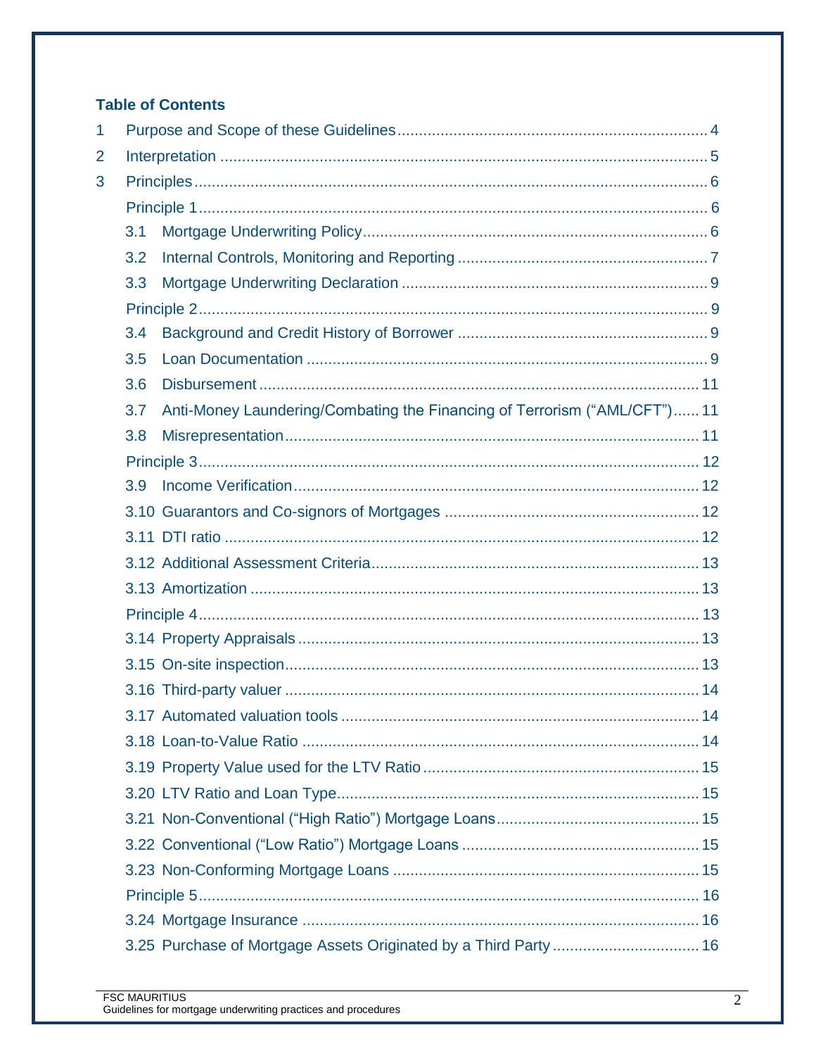## Table of Contents

1 Purpose and Scope of these Guidelines ........ 4

2 Interpretation ........ 5

3 Principles ........ 6

Principle 1 ........ 6

3.1 Mortgage Underwriting Policy ........ 6

3.2 Internal Controls, Monitoring and Reporting ........ 7

3.3 Mortgage Underwriting Declaration ........ 9

Principle 2 ........ 9

3.4 Background and Credit History of Borrower ........ 9

3.5 Loan Documentation ........ 9

3.6 Disbursement ........ 11

3.7 Anti-Money Laundering/Combating the Financing of Terrorism (“AML/CFT”) ........ 11

3.8 Misrepresentation ........ 11

Principle 3 ........ 12

3.9 Income Verification ........ 12

3.10 Guarantors and Co-signors of Mortgages ........ 12

3.11 DTI ratio ........ 12

3.12 Additional Assessment Criteria ........ 13

3.13 Amortization ........ 13

Principle 4 ........ 13

3.14 Property Appraisals ........ 13

3.15 On-site inspection ........ 13

3.16 Third-party valuer ........ 14

3.17 Automated valuation tools ........ 14

3.18 Loan-to-Value Ratio ........ 14

3.19 Property Value used for the LTV Ratio ........ 15

3.20 LTV Ratio and Loan Type ........ 15

3.21 Non-Conventional (“High Ratio”) Mortgage Loans ........ 15

3.22 Conventional (“Low Ratio”) Mortgage Loans ........ 15

3.23 Non-Conforming Mortgage Loans ........ 15

Principle 5 ........ 16

3.24 Mortgage Insurance ........ 16

3.25 Purchase of Mortgage Assets Originated by a Third Party ........ 16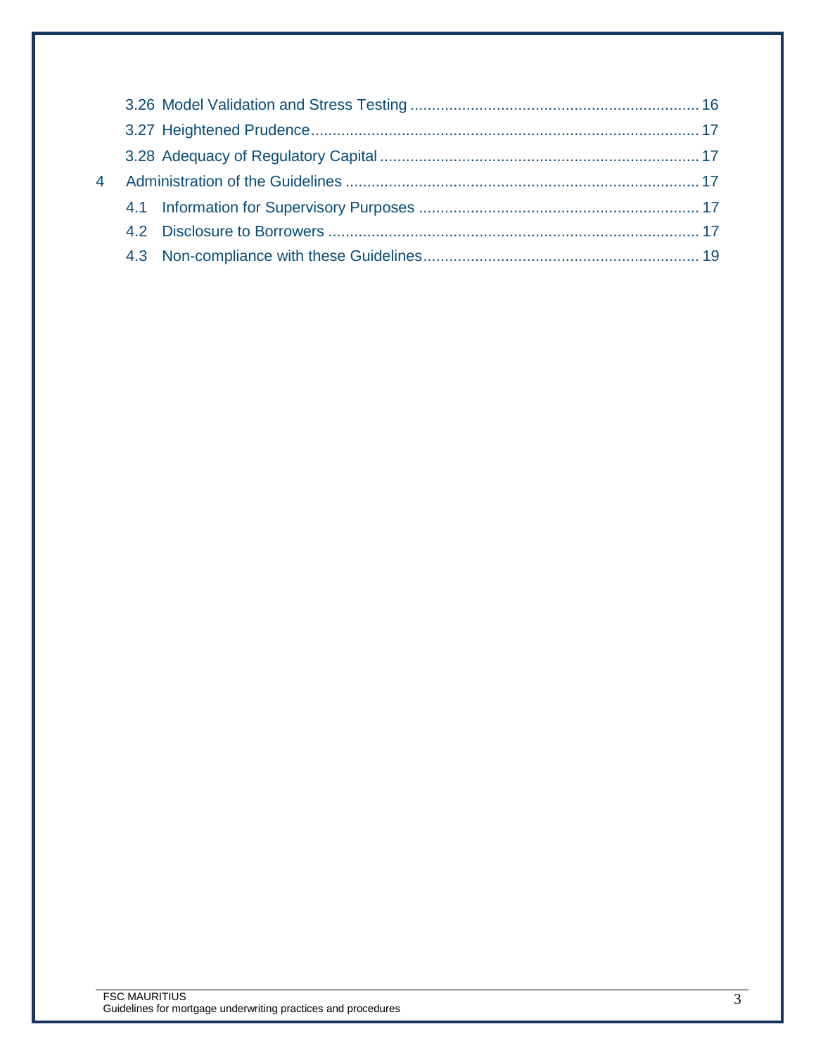3.26 Model Validation and Stress Testing ........ 16
3.27 Heightened Prudence ........ 17
3.28 Adequacy of Regulatory Capital ........ 17

4 Administration of the Guidelines ........ 17

4.1 Information for Supervisory Purposes ........ 17
4.2 Disclosure to Borrowers ........ 17
4.3 Non-compliance with these Guidelines ........ 19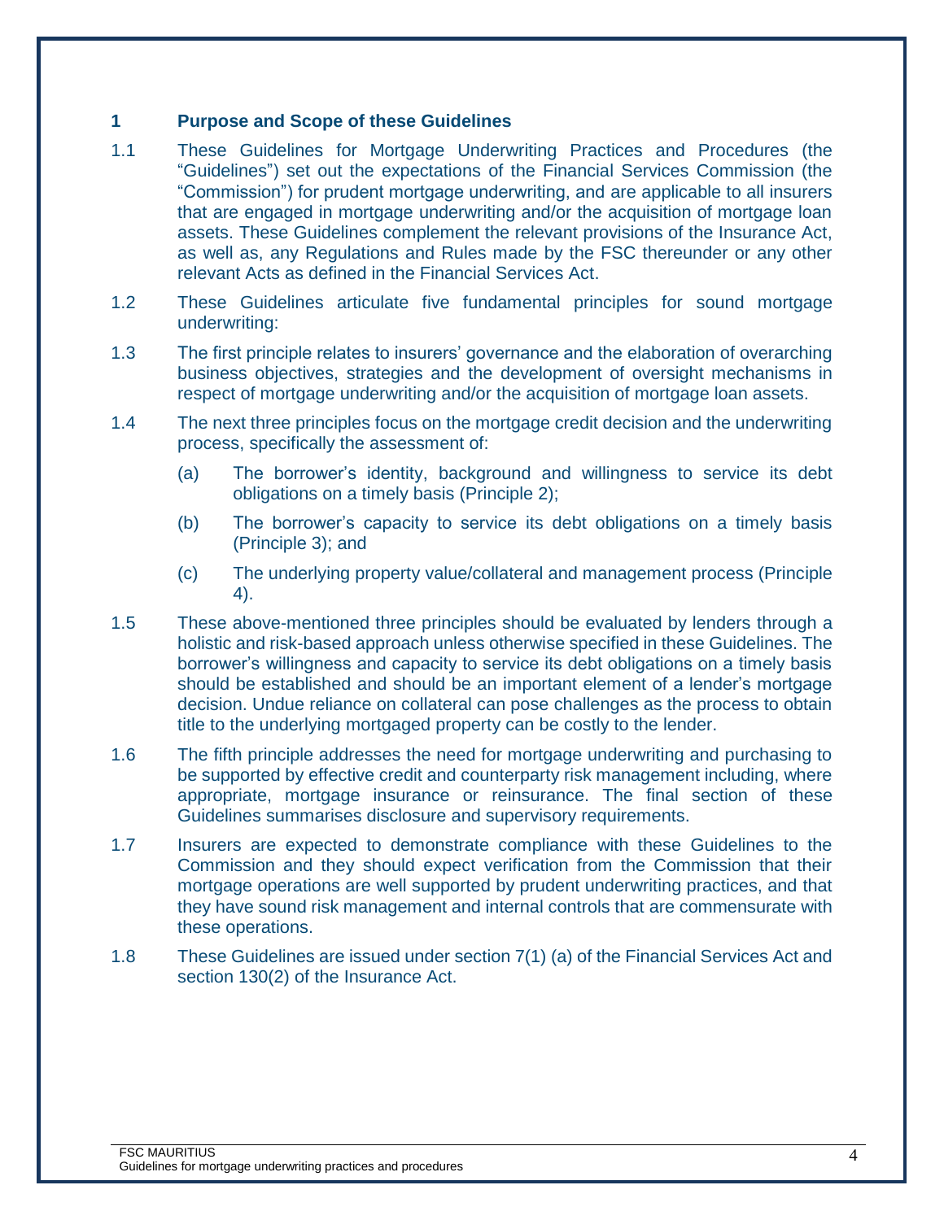## 1 Purpose and Scope of these Guidelines

1.1 These Guidelines for Mortgage Underwriting Practices and Procedures (the "Guidelines") set out the expectations of the Financial Services Commission (the "Commission") for prudent mortgage underwriting, and are applicable to all insurers that are engaged in mortgage underwriting and/or the acquisition of mortgage loan assets. These Guidelines complement the relevant provisions of the Insurance Act, as well as, any Regulations and Rules made by the FSC thereunder or any other relevant Acts as defined in the Financial Services Act.

1.2 These Guidelines articulate five fundamental principles for sound mortgage underwriting:

1.3 The first principle relates to insurers' governance and the elaboration of overarching business objectives, strategies and the development of oversight mechanisms in respect of mortgage underwriting and/or the acquisition of mortgage loan assets.

1.4 The next three principles focus on the mortgage credit decision and the underwriting process, specifically the assessment of:

- (a) The borrower's identity, background and willingness to service its debt obligations on a timely basis (Principle 2);
- (b) The borrower's capacity to service its debt obligations on a timely basis (Principle 3); and
- (c) The underlying property value/collateral and management process (Principle 4).

1.5 These above-mentioned three principles should be evaluated by lenders through a holistic and risk-based approach unless otherwise specified in these Guidelines. The borrower's willingness and capacity to service its debt obligations on a timely basis should be established and should be an important element of a lender's mortgage decision. Undue reliance on collateral can pose challenges as the process to obtain title to the underlying mortgaged property can be costly to the lender.

1.6 The fifth principle addresses the need for mortgage underwriting and purchasing to be supported by effective credit and counterparty risk management including, where appropriate, mortgage insurance or reinsurance. The final section of these Guidelines summarises disclosure and supervisory requirements.

1.7 Insurers are expected to demonstrate compliance with these Guidelines to the Commission and they should expect verification from the Commission that their mortgage operations are well supported by prudent underwriting practices, and that they have sound risk management and internal controls that are commensurate with these operations.

1.8 These Guidelines are issued under section 7(1) (a) of the Financial Services Act and section 130(2) of the Insurance Act.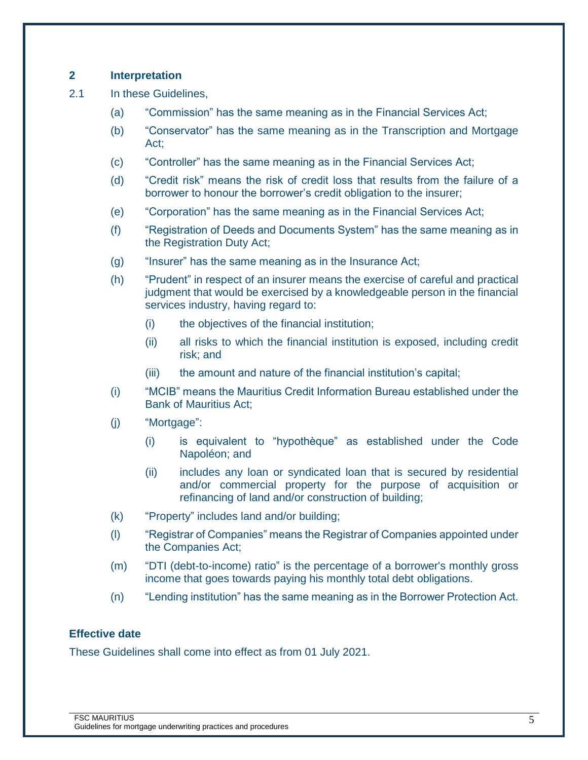## 2 Interpretation

2.1 In these Guidelines,

(a) "Commission" has the same meaning as in the Financial Services Act;

(b) "Conservator" has the same meaning as in the Transcription and Mortgage Act;

(c) "Controller" has the same meaning as in the Financial Services Act;

(d) "Credit risk" means the risk of credit loss that results from the failure of a borrower to honour the borrower's credit obligation to the insurer;

(e) "Corporation" has the same meaning as in the Financial Services Act;

(f) "Registration of Deeds and Documents System" has the same meaning as in the Registration Duty Act;

(g) "Insurer" has the same meaning as in the Insurance Act;

(h) "Prudent" in respect of an insurer means the exercise of careful and practical judgment that would be exercised by a knowledgeable person in the financial services industry, having regard to:

(i) the objectives of the financial institution;

(ii) all risks to which the financial institution is exposed, including credit risk; and

(iii) the amount and nature of the financial institution's capital;

(i) "MCIB" means the Mauritius Credit Information Bureau established under the Bank of Mauritius Act;

(j) "Mortgage":

(i) is equivalent to "hypothèque" as established under the Code Napoléon; and

(ii) includes any loan or syndicated loan that is secured by residential and/or commercial property for the purpose of acquisition or refinancing of land and/or construction of building;

(k) "Property" includes land and/or building;

(l) "Registrar of Companies" means the Registrar of Companies appointed under the Companies Act;

(m) "DTI (debt-to-income) ratio" is the percentage of a borrower's monthly gross income that goes towards paying his monthly total debt obligations.

(n) "Lending institution" has the same meaning as in the Borrower Protection Act.

### Effective date

These Guidelines shall come into effect as from 01 July 2021.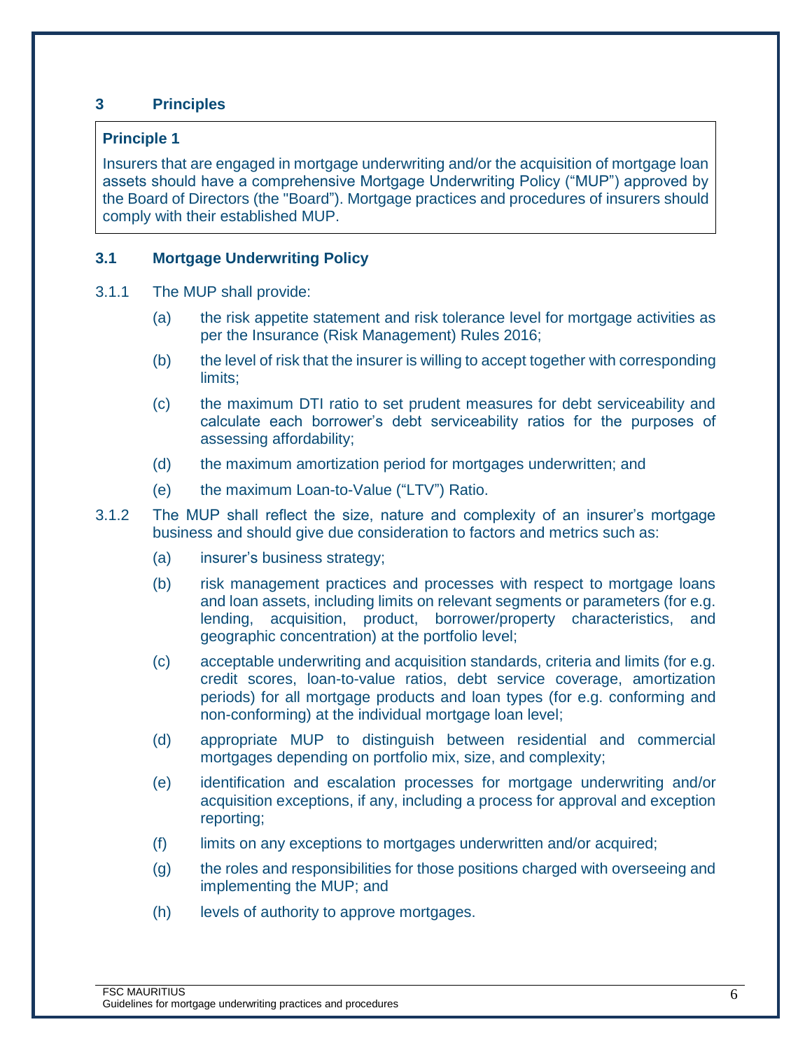## 3 Principles

> **Principle 1**
>
> Insurers that are engaged in mortgage underwriting and/or the acquisition of mortgage loan assets should have a comprehensive Mortgage Underwriting Policy ("MUP") approved by the Board of Directors (the "Board"). Mortgage practices and procedures of insurers should comply with their established MUP.

### 3.1 Mortgage Underwriting Policy

3.1.1 The MUP shall provide:

(a) the risk appetite statement and risk tolerance level for mortgage activities as per the Insurance (Risk Management) Rules 2016;

(b) the level of risk that the insurer is willing to accept together with corresponding limits;

(c) the maximum DTI ratio to set prudent measures for debt serviceability and calculate each borrower's debt serviceability ratios for the purposes of assessing affordability;

(d) the maximum amortization period for mortgages underwritten; and

(e) the maximum Loan-to-Value ("LTV") Ratio.

3.1.2 The MUP shall reflect the size, nature and complexity of an insurer's mortgage business and should give due consideration to factors and metrics such as:

(a) insurer's business strategy;

(b) risk management practices and processes with respect to mortgage loans and loan assets, including limits on relevant segments or parameters (for e.g. lending, acquisition, product, borrower/property characteristics, and geographic concentration) at the portfolio level;

(c) acceptable underwriting and acquisition standards, criteria and limits (for e.g. credit scores, loan-to-value ratios, debt service coverage, amortization periods) for all mortgage products and loan types (for e.g. conforming and non-conforming) at the individual mortgage loan level;

(d) appropriate MUP to distinguish between residential and commercial mortgages depending on portfolio mix, size, and complexity;

(e) identification and escalation processes for mortgage underwriting and/or acquisition exceptions, if any, including a process for approval and exception reporting;

(f) limits on any exceptions to mortgages underwritten and/or acquired;

(g) the roles and responsibilities for those positions charged with overseeing and implementing the MUP; and

(h) levels of authority to approve mortgages.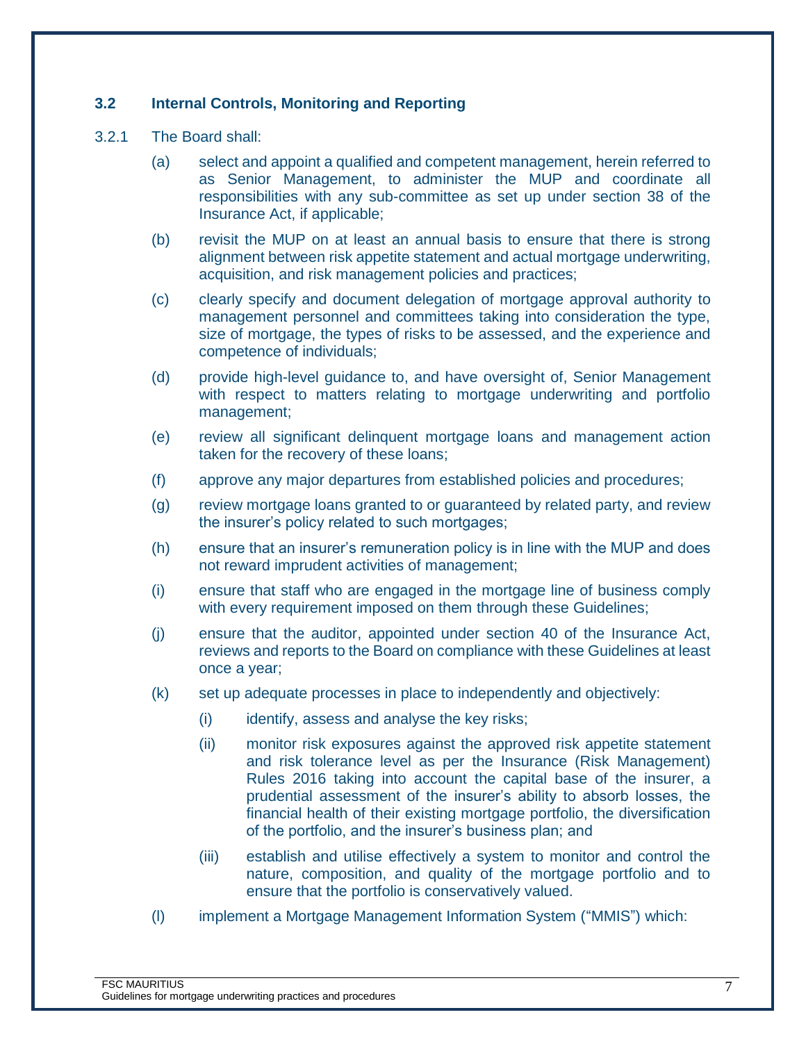### 3.2 Internal Controls, Monitoring and Reporting

3.2.1 The Board shall:

(a) select and appoint a qualified and competent management, herein referred to as Senior Management, to administer the MUP and coordinate all responsibilities with any sub-committee as set up under section 38 of the Insurance Act, if applicable;

(b) revisit the MUP on at least an annual basis to ensure that there is strong alignment between risk appetite statement and actual mortgage underwriting, acquisition, and risk management policies and practices;

(c) clearly specify and document delegation of mortgage approval authority to management personnel and committees taking into consideration the type, size of mortgage, the types of risks to be assessed, and the experience and competence of individuals;

(d) provide high-level guidance to, and have oversight of, Senior Management with respect to matters relating to mortgage underwriting and portfolio management;

(e) review all significant delinquent mortgage loans and management action taken for the recovery of these loans;

(f) approve any major departures from established policies and procedures;

(g) review mortgage loans granted to or guaranteed by related party, and review the insurer's policy related to such mortgages;

(h) ensure that an insurer's remuneration policy is in line with the MUP and does not reward imprudent activities of management;

(i) ensure that staff who are engaged in the mortgage line of business comply with every requirement imposed on them through these Guidelines;

(j) ensure that the auditor, appointed under section 40 of the Insurance Act, reviews and reports to the Board on compliance with these Guidelines at least once a year;

(k) set up adequate processes in place to independently and objectively:

   (i) identify, assess and analyse the key risks;

   (ii) monitor risk exposures against the approved risk appetite statement and risk tolerance level as per the Insurance (Risk Management) Rules 2016 taking into account the capital base of the insurer, a prudential assessment of the insurer's ability to absorb losses, the financial health of their existing mortgage portfolio, the diversification of the portfolio, and the insurer's business plan; and

   (iii) establish and utilise effectively a system to monitor and control the nature, composition, and quality of the mortgage portfolio and to ensure that the portfolio is conservatively valued.

(l) implement a Mortgage Management Information System ("MMIS") which: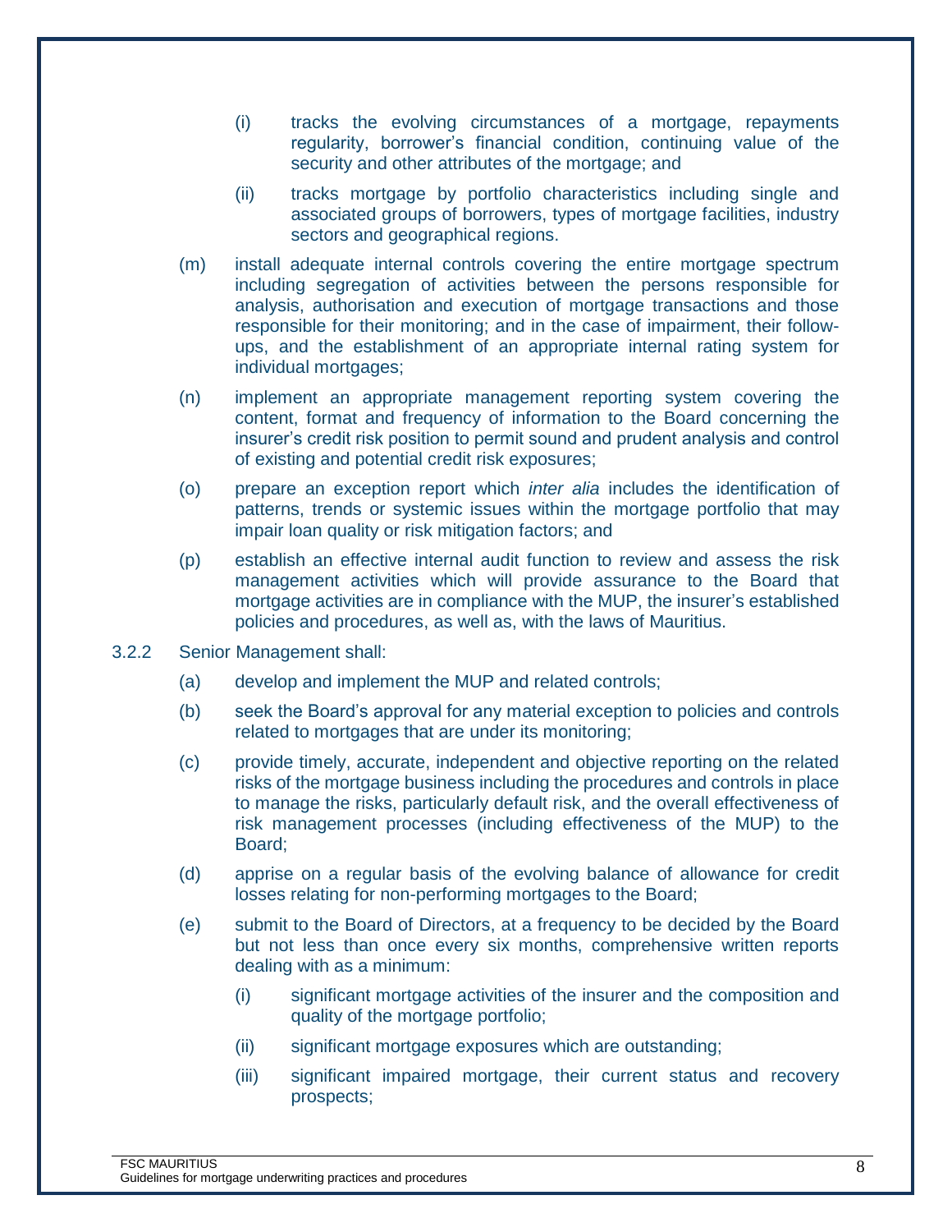(i) tracks the evolving circumstances of a mortgage, repayments regularity, borrower's financial condition, continuing value of the security and other attributes of the mortgage; and

(ii) tracks mortgage by portfolio characteristics including single and associated groups of borrowers, types of mortgage facilities, industry sectors and geographical regions.

(m) install adequate internal controls covering the entire mortgage spectrum including segregation of activities between the persons responsible for analysis, authorisation and execution of mortgage transactions and those responsible for their monitoring; and in the case of impairment, their follow-ups, and the establishment of an appropriate internal rating system for individual mortgages;

(n) implement an appropriate management reporting system covering the content, format and frequency of information to the Board concerning the insurer's credit risk position to permit sound and prudent analysis and control of existing and potential credit risk exposures;

(o) prepare an exception report which *inter alia* includes the identification of patterns, trends or systemic issues within the mortgage portfolio that may impair loan quality or risk mitigation factors; and

(p) establish an effective internal audit function to review and assess the risk management activities which will provide assurance to the Board that mortgage activities are in compliance with the MUP, the insurer's established policies and procedures, as well as, with the laws of Mauritius.

3.2.2 Senior Management shall:

(a) develop and implement the MUP and related controls;

(b) seek the Board's approval for any material exception to policies and controls related to mortgages that are under its monitoring;

(c) provide timely, accurate, independent and objective reporting on the related risks of the mortgage business including the procedures and controls in place to manage the risks, particularly default risk, and the overall effectiveness of risk management processes (including effectiveness of the MUP) to the Board;

(d) apprise on a regular basis of the evolving balance of allowance for credit losses relating for non-performing mortgages to the Board;

(e) submit to the Board of Directors, at a frequency to be decided by the Board but not less than once every six months, comprehensive written reports dealing with as a minimum:

(i) significant mortgage activities of the insurer and the composition and quality of the mortgage portfolio;

(ii) significant mortgage exposures which are outstanding;

(iii) significant impaired mortgage, their current status and recovery prospects;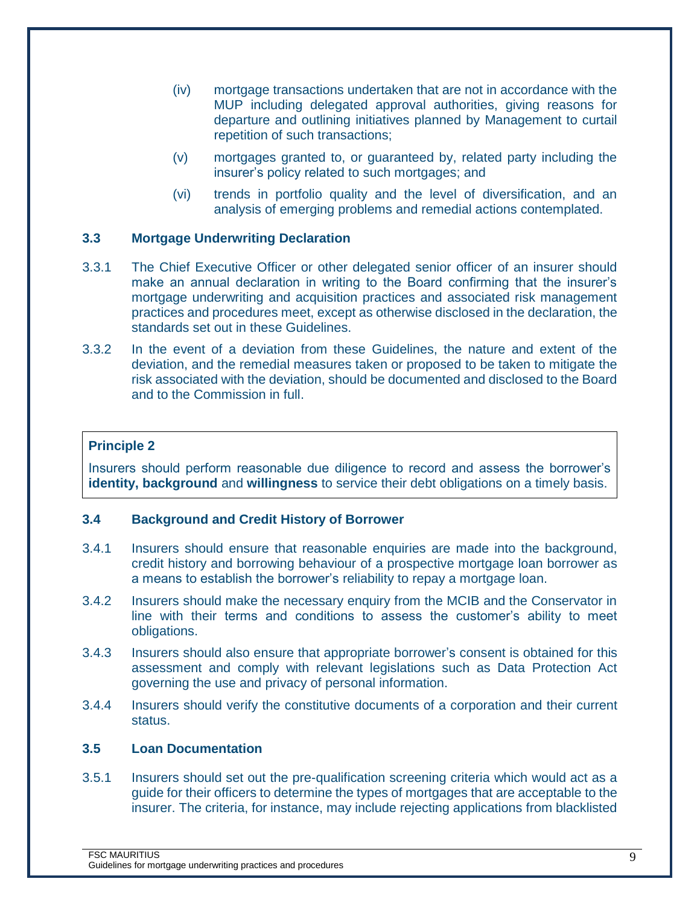(iv) mortgage transactions undertaken that are not in accordance with the MUP including delegated approval authorities, giving reasons for departure and outlining initiatives planned by Management to curtail repetition of such transactions;

(v) mortgages granted to, or guaranteed by, related party including the insurer's policy related to such mortgages; and

(vi) trends in portfolio quality and the level of diversification, and an analysis of emerging problems and remedial actions contemplated.

### 3.3 Mortgage Underwriting Declaration

3.3.1 The Chief Executive Officer or other delegated senior officer of an insurer should make an annual declaration in writing to the Board confirming that the insurer's mortgage underwriting and acquisition practices and associated risk management practices and procedures meet, except as otherwise disclosed in the declaration, the standards set out in these Guidelines.

3.3.2 In the event of a deviation from these Guidelines, the nature and extent of the deviation, and the remedial measures taken or proposed to be taken to mitigate the risk associated with the deviation, should be documented and disclosed to the Board and to the Commission in full.

> **Principle 2**
>
> Insurers should perform reasonable due diligence to record and assess the borrower's **identity, background** and **willingness** to service their debt obligations on a timely basis.

### 3.4 Background and Credit History of Borrower

3.4.1 Insurers should ensure that reasonable enquiries are made into the background, credit history and borrowing behaviour of a prospective mortgage loan borrower as a means to establish the borrower's reliability to repay a mortgage loan.

3.4.2 Insurers should make the necessary enquiry from the MCIB and the Conservator in line with their terms and conditions to assess the customer's ability to meet obligations.

3.4.3 Insurers should also ensure that appropriate borrower's consent is obtained for this assessment and comply with relevant legislations such as Data Protection Act governing the use and privacy of personal information.

3.4.4 Insurers should verify the constitutive documents of a corporation and their current status.

### 3.5 Loan Documentation

3.5.1 Insurers should set out the pre-qualification screening criteria which would act as a guide for their officers to determine the types of mortgages that are acceptable to the insurer. The criteria, for instance, may include rejecting applications from blacklisted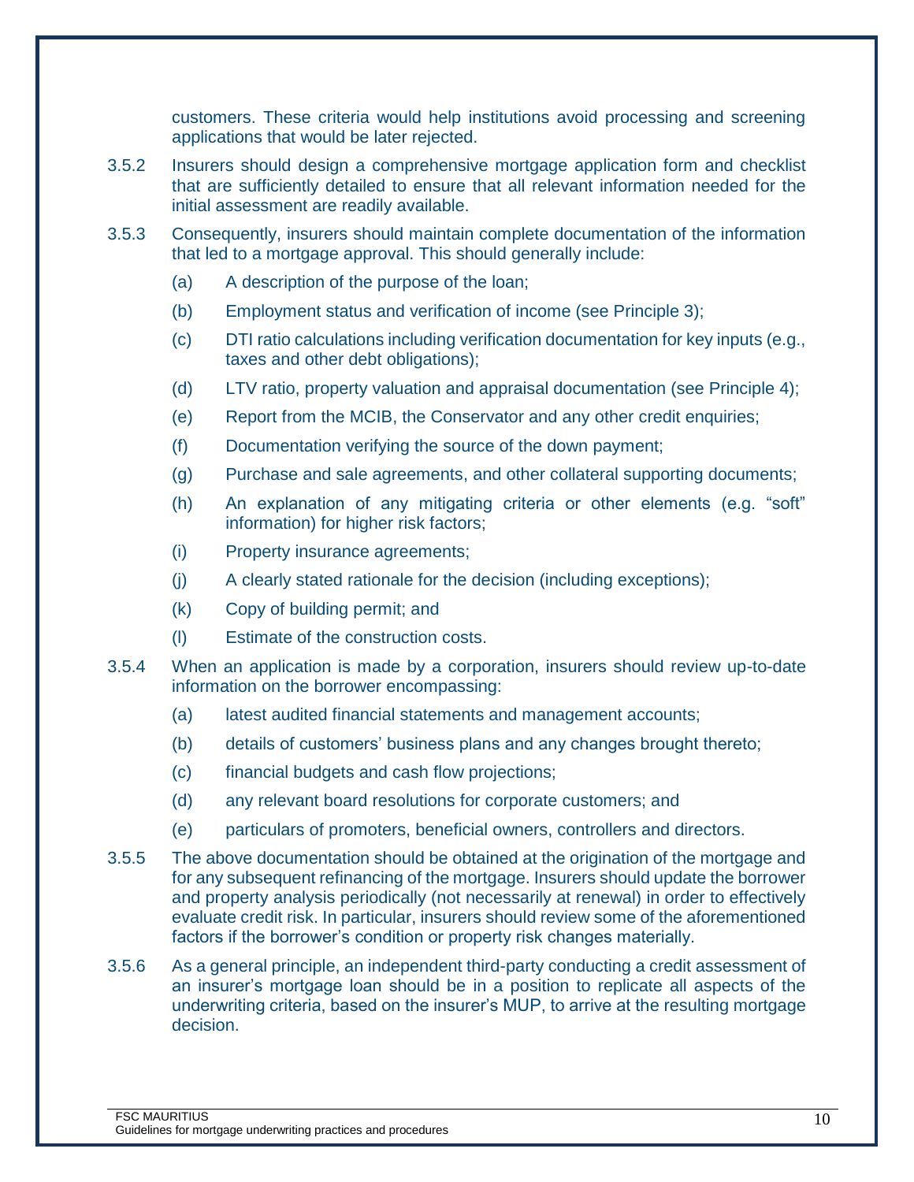customers. These criteria would help institutions avoid processing and screening applications that would be later rejected.

3.5.2 Insurers should design a comprehensive mortgage application form and checklist that are sufficiently detailed to ensure that all relevant information needed for the initial assessment are readily available.

3.5.3 Consequently, insurers should maintain complete documentation of the information that led to a mortgage approval. This should generally include:

- (a) A description of the purpose of the loan;
- (b) Employment status and verification of income (see Principle 3);
- (c) DTI ratio calculations including verification documentation for key inputs (e.g., taxes and other debt obligations);
- (d) LTV ratio, property valuation and appraisal documentation (see Principle 4);
- (e) Report from the MCIB, the Conservator and any other credit enquiries;
- (f) Documentation verifying the source of the down payment;
- (g) Purchase and sale agreements, and other collateral supporting documents;
- (h) An explanation of any mitigating criteria or other elements (e.g. "soft" information) for higher risk factors;
- (i) Property insurance agreements;
- (j) A clearly stated rationale for the decision (including exceptions);
- (k) Copy of building permit; and
- (l) Estimate of the construction costs.

3.5.4 When an application is made by a corporation, insurers should review up-to-date information on the borrower encompassing:

- (a) latest audited financial statements and management accounts;
- (b) details of customers' business plans and any changes brought thereto;
- (c) financial budgets and cash flow projections;
- (d) any relevant board resolutions for corporate customers; and
- (e) particulars of promoters, beneficial owners, controllers and directors.

3.5.5 The above documentation should be obtained at the origination of the mortgage and for any subsequent refinancing of the mortgage. Insurers should update the borrower and property analysis periodically (not necessarily at renewal) in order to effectively evaluate credit risk. In particular, insurers should review some of the aforementioned factors if the borrower's condition or property risk changes materially.

3.5.6 As a general principle, an independent third-party conducting a credit assessment of an insurer's mortgage loan should be in a position to replicate all aspects of the underwriting criteria, based on the insurer's MUP, to arrive at the resulting mortgage decision.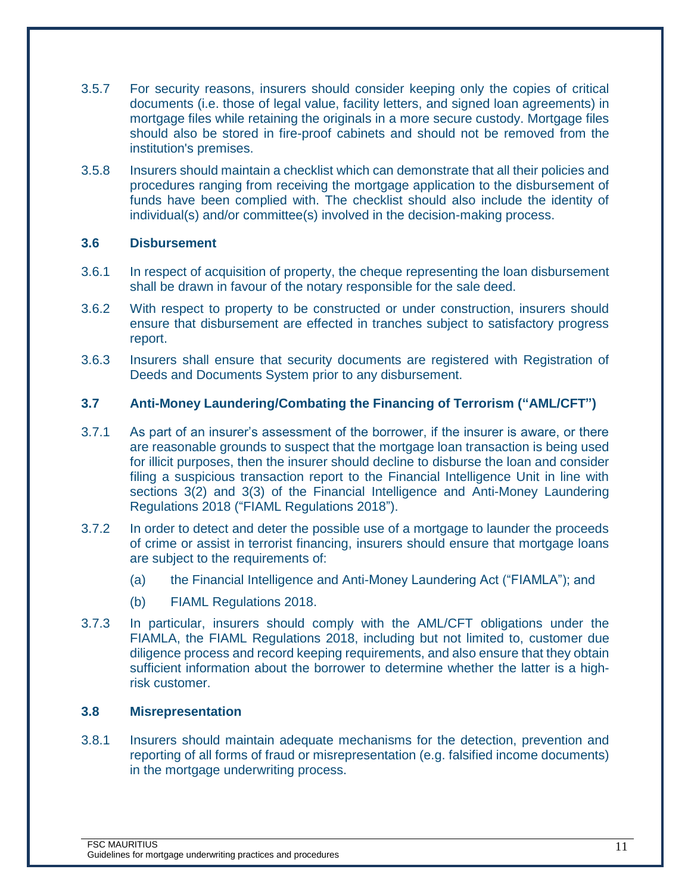3.5.7 For security reasons, insurers should consider keeping only the copies of critical documents (i.e. those of legal value, facility letters, and signed loan agreements) in mortgage files while retaining the originals in a more secure custody. Mortgage files should also be stored in fire-proof cabinets and should not be removed from the institution's premises.

3.5.8 Insurers should maintain a checklist which can demonstrate that all their policies and procedures ranging from receiving the mortgage application to the disbursement of funds have been complied with. The checklist should also include the identity of individual(s) and/or committee(s) involved in the decision-making process.

### 3.6 Disbursement

3.6.1 In respect of acquisition of property, the cheque representing the loan disbursement shall be drawn in favour of the notary responsible for the sale deed.

3.6.2 With respect to property to be constructed or under construction, insurers should ensure that disbursement are effected in tranches subject to satisfactory progress report.

3.6.3 Insurers shall ensure that security documents are registered with Registration of Deeds and Documents System prior to any disbursement.

### 3.7 Anti-Money Laundering/Combating the Financing of Terrorism ("AML/CFT")

3.7.1 As part of an insurer's assessment of the borrower, if the insurer is aware, or there are reasonable grounds to suspect that the mortgage loan transaction is being used for illicit purposes, then the insurer should decline to disburse the loan and consider filing a suspicious transaction report to the Financial Intelligence Unit in line with sections 3(2) and 3(3) of the Financial Intelligence and Anti-Money Laundering Regulations 2018 ("FIAML Regulations 2018").

3.7.2 In order to detect and deter the possible use of a mortgage to launder the proceeds of crime or assist in terrorist financing, insurers should ensure that mortgage loans are subject to the requirements of:

(a) the Financial Intelligence and Anti-Money Laundering Act ("FIAMLA"); and

(b) FIAML Regulations 2018.

3.7.3 In particular, insurers should comply with the AML/CFT obligations under the FIAMLA, the FIAML Regulations 2018, including but not limited to, customer due diligence process and record keeping requirements, and also ensure that they obtain sufficient information about the borrower to determine whether the latter is a high-risk customer.

### 3.8 Misrepresentation

3.8.1 Insurers should maintain adequate mechanisms for the detection, prevention and reporting of all forms of fraud or misrepresentation (e.g. falsified income documents) in the mortgage underwriting process.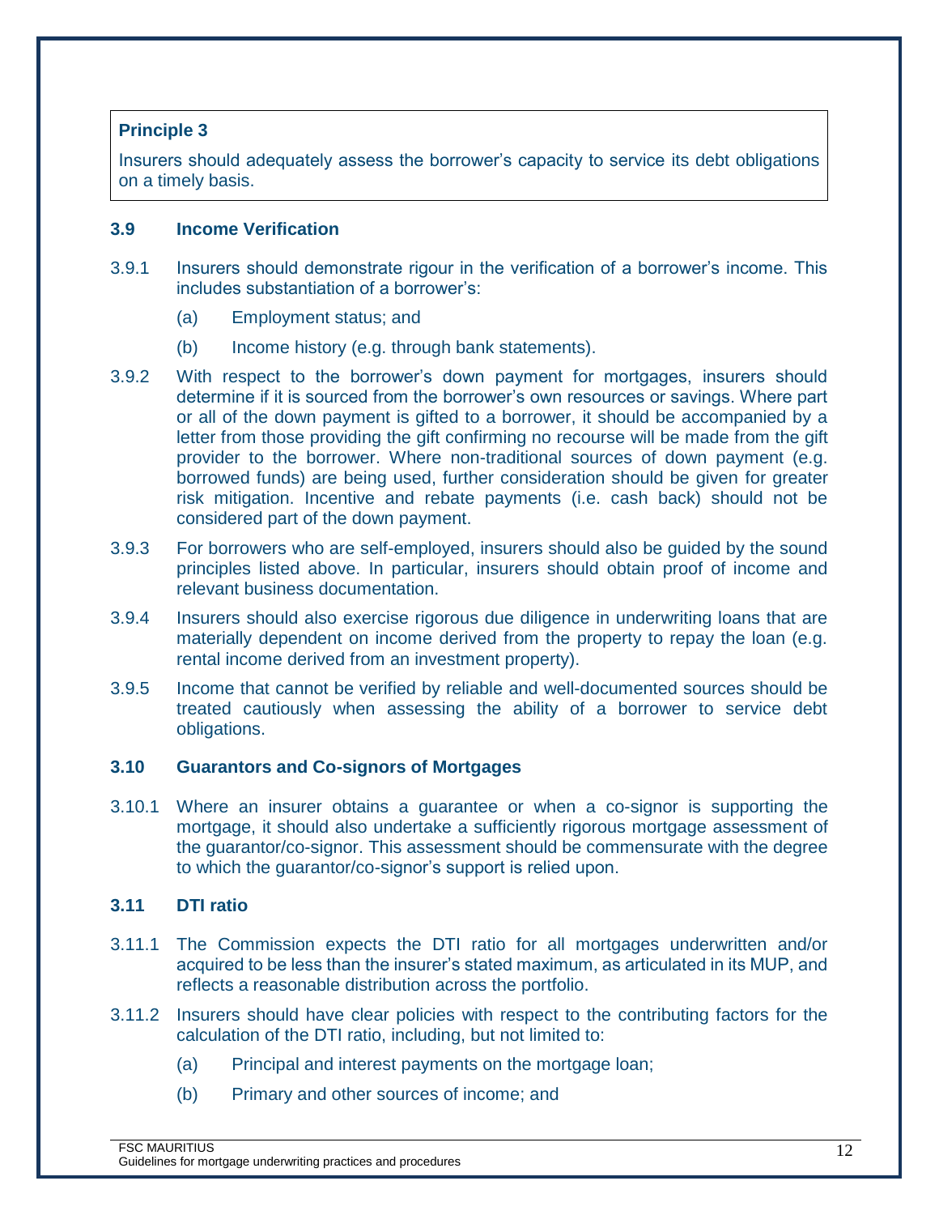> **Principle 3**
>
> Insurers should adequately assess the borrower's capacity to service its debt obligations on a timely basis.

### 3.9 Income Verification

3.9.1 Insurers should demonstrate rigour in the verification of a borrower's income. This includes substantiation of a borrower's:

(a) Employment status; and

(b) Income history (e.g. through bank statements).

3.9.2 With respect to the borrower's down payment for mortgages, insurers should determine if it is sourced from the borrower's own resources or savings. Where part or all of the down payment is gifted to a borrower, it should be accompanied by a letter from those providing the gift confirming no recourse will be made from the gift provider to the borrower. Where non-traditional sources of down payment (e.g. borrowed funds) are being used, further consideration should be given for greater risk mitigation. Incentive and rebate payments (i.e. cash back) should not be considered part of the down payment.

3.9.3 For borrowers who are self-employed, insurers should also be guided by the sound principles listed above. In particular, insurers should obtain proof of income and relevant business documentation.

3.9.4 Insurers should also exercise rigorous due diligence in underwriting loans that are materially dependent on income derived from the property to repay the loan (e.g. rental income derived from an investment property).

3.9.5 Income that cannot be verified by reliable and well-documented sources should be treated cautiously when assessing the ability of a borrower to service debt obligations.

### 3.10 Guarantors and Co-signors of Mortgages

3.10.1 Where an insurer obtains a guarantee or when a co-signor is supporting the mortgage, it should also undertake a sufficiently rigorous mortgage assessment of the guarantor/co-signor. This assessment should be commensurate with the degree to which the guarantor/co-signor's support is relied upon.

### 3.11 DTI ratio

3.11.1 The Commission expects the DTI ratio for all mortgages underwritten and/or acquired to be less than the insurer's stated maximum, as articulated in its MUP, and reflects a reasonable distribution across the portfolio.

3.11.2 Insurers should have clear policies with respect to the contributing factors for the calculation of the DTI ratio, including, but not limited to:

(a) Principal and interest payments on the mortgage loan;

(b) Primary and other sources of income; and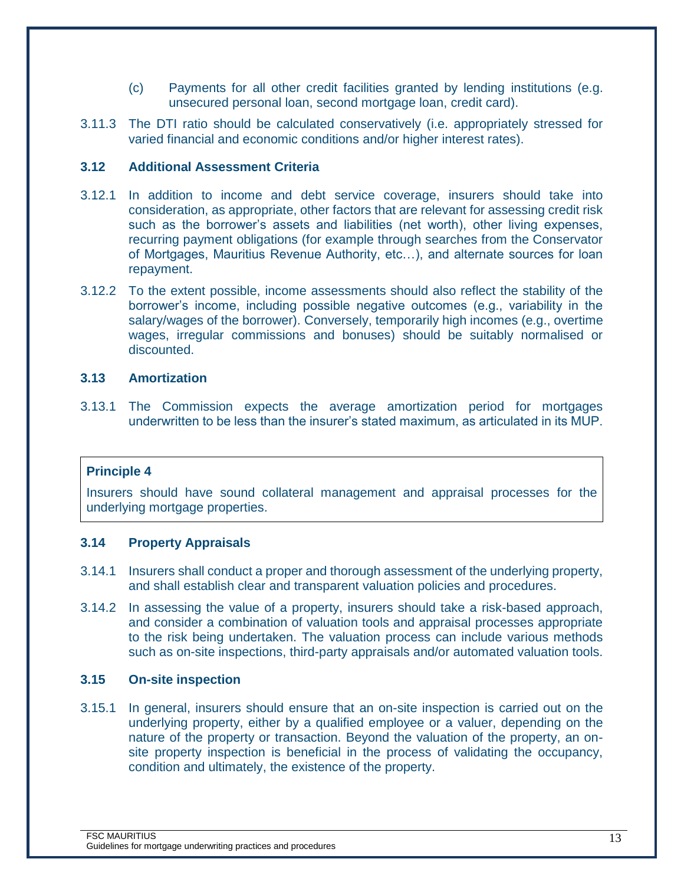(c) Payments for all other credit facilities granted by lending institutions (e.g. unsecured personal loan, second mortgage loan, credit card).

3.11.3 The DTI ratio should be calculated conservatively (i.e. appropriately stressed for varied financial and economic conditions and/or higher interest rates).

### 3.12 Additional Assessment Criteria

3.12.1 In addition to income and debt service coverage, insurers should take into consideration, as appropriate, other factors that are relevant for assessing credit risk such as the borrower's assets and liabilities (net worth), other living expenses, recurring payment obligations (for example through searches from the Conservator of Mortgages, Mauritius Revenue Authority, etc…), and alternate sources for loan repayment.

3.12.2 To the extent possible, income assessments should also reflect the stability of the borrower's income, including possible negative outcomes (e.g., variability in the salary/wages of the borrower). Conversely, temporarily high incomes (e.g., overtime wages, irregular commissions and bonuses) should be suitably normalised or discounted.

### 3.13 Amortization

3.13.1 The Commission expects the average amortization period for mortgages underwritten to be less than the insurer's stated maximum, as articulated in its MUP.

> **Principle 4**
>
> Insurers should have sound collateral management and appraisal processes for the underlying mortgage properties.

### 3.14 Property Appraisals

3.14.1 Insurers shall conduct a proper and thorough assessment of the underlying property, and shall establish clear and transparent valuation policies and procedures.

3.14.2 In assessing the value of a property, insurers should take a risk-based approach, and consider a combination of valuation tools and appraisal processes appropriate to the risk being undertaken. The valuation process can include various methods such as on-site inspections, third-party appraisals and/or automated valuation tools.

### 3.15 On-site inspection

3.15.1 In general, insurers should ensure that an on-site inspection is carried out on the underlying property, either by a qualified employee or a valuer, depending on the nature of the property or transaction. Beyond the valuation of the property, an on-site property inspection is beneficial in the process of validating the occupancy, condition and ultimately, the existence of the property.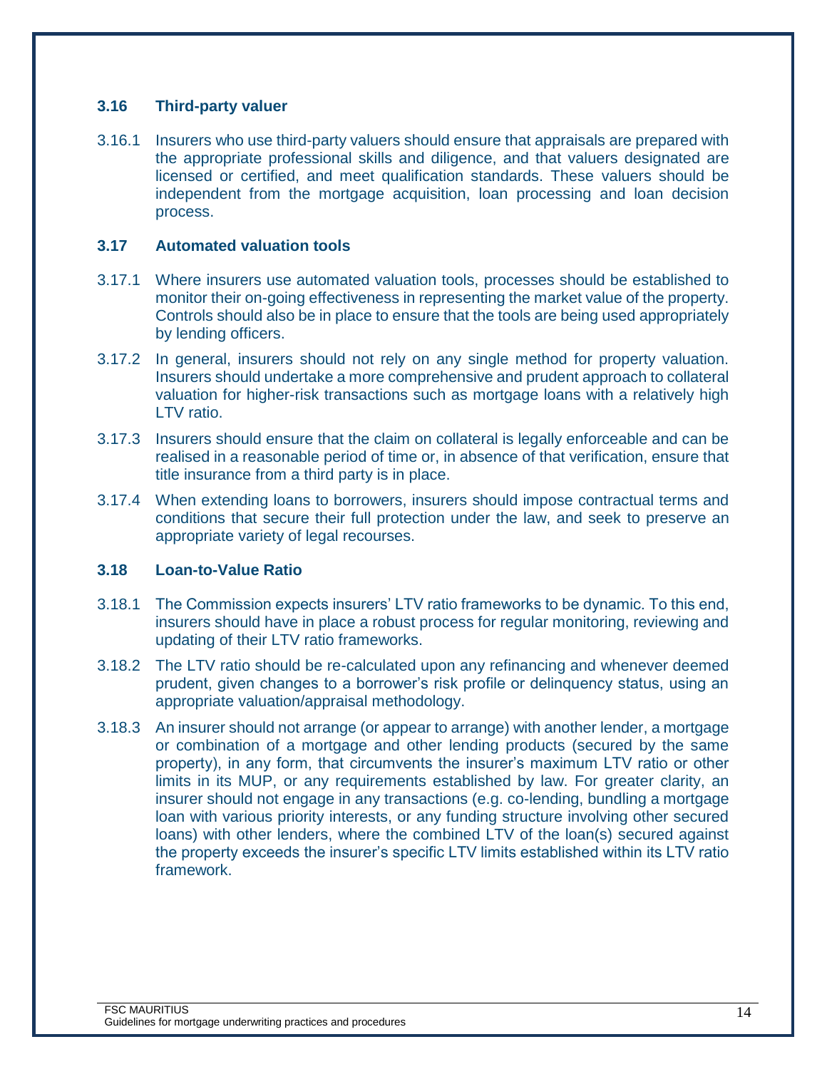### 3.16 Third-party valuer

3.16.1 Insurers who use third-party valuers should ensure that appraisals are prepared with the appropriate professional skills and diligence, and that valuers designated are licensed or certified, and meet qualification standards. These valuers should be independent from the mortgage acquisition, loan processing and loan decision process.

### 3.17 Automated valuation tools

3.17.1 Where insurers use automated valuation tools, processes should be established to monitor their on-going effectiveness in representing the market value of the property. Controls should also be in place to ensure that the tools are being used appropriately by lending officers.

3.17.2 In general, insurers should not rely on any single method for property valuation. Insurers should undertake a more comprehensive and prudent approach to collateral valuation for higher-risk transactions such as mortgage loans with a relatively high LTV ratio.

3.17.3 Insurers should ensure that the claim on collateral is legally enforceable and can be realised in a reasonable period of time or, in absence of that verification, ensure that title insurance from a third party is in place.

3.17.4 When extending loans to borrowers, insurers should impose contractual terms and conditions that secure their full protection under the law, and seek to preserve an appropriate variety of legal recourses.

### 3.18 Loan-to-Value Ratio

3.18.1 The Commission expects insurers' LTV ratio frameworks to be dynamic. To this end, insurers should have in place a robust process for regular monitoring, reviewing and updating of their LTV ratio frameworks.

3.18.2 The LTV ratio should be re-calculated upon any refinancing and whenever deemed prudent, given changes to a borrower's risk profile or delinquency status, using an appropriate valuation/appraisal methodology.

3.18.3 An insurer should not arrange (or appear to arrange) with another lender, a mortgage or combination of a mortgage and other lending products (secured by the same property), in any form, that circumvents the insurer's maximum LTV ratio or other limits in its MUP, or any requirements established by law. For greater clarity, an insurer should not engage in any transactions (e.g. co-lending, bundling a mortgage loan with various priority interests, or any funding structure involving other secured loans) with other lenders, where the combined LTV of the loan(s) secured against the property exceeds the insurer's specific LTV limits established within its LTV ratio framework.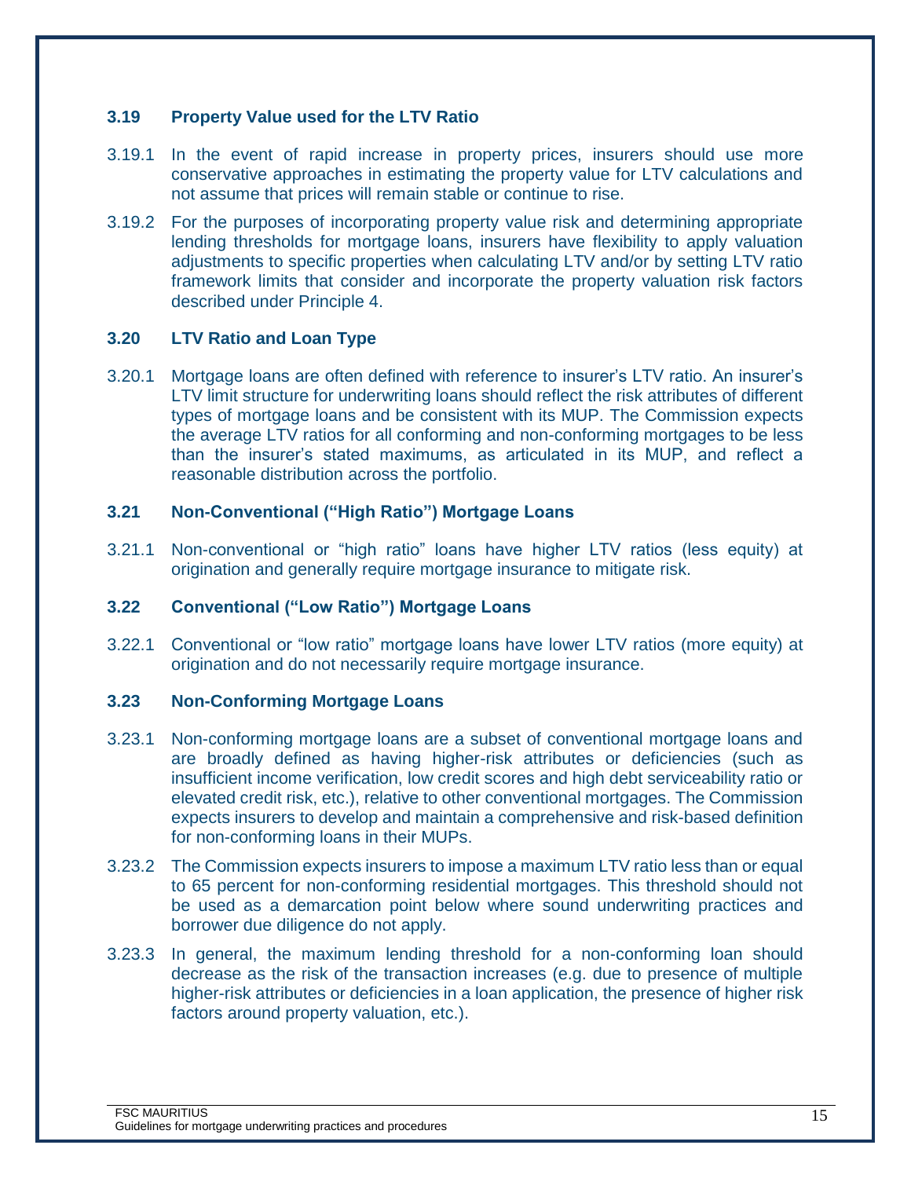### 3.19 Property Value used for the LTV Ratio

3.19.1 In the event of rapid increase in property prices, insurers should use more conservative approaches in estimating the property value for LTV calculations and not assume that prices will remain stable or continue to rise.

3.19.2 For the purposes of incorporating property value risk and determining appropriate lending thresholds for mortgage loans, insurers have flexibility to apply valuation adjustments to specific properties when calculating LTV and/or by setting LTV ratio framework limits that consider and incorporate the property valuation risk factors described under Principle 4.

### 3.20 LTV Ratio and Loan Type

3.20.1 Mortgage loans are often defined with reference to insurer's LTV ratio. An insurer's LTV limit structure for underwriting loans should reflect the risk attributes of different types of mortgage loans and be consistent with its MUP. The Commission expects the average LTV ratios for all conforming and non-conforming mortgages to be less than the insurer's stated maximums, as articulated in its MUP, and reflect a reasonable distribution across the portfolio.

### 3.21 Non-Conventional ("High Ratio") Mortgage Loans

3.21.1 Non-conventional or "high ratio" loans have higher LTV ratios (less equity) at origination and generally require mortgage insurance to mitigate risk.

### 3.22 Conventional ("Low Ratio") Mortgage Loans

3.22.1 Conventional or "low ratio" mortgage loans have lower LTV ratios (more equity) at origination and do not necessarily require mortgage insurance.

### 3.23 Non-Conforming Mortgage Loans

3.23.1 Non-conforming mortgage loans are a subset of conventional mortgage loans and are broadly defined as having higher-risk attributes or deficiencies (such as insufficient income verification, low credit scores and high debt serviceability ratio or elevated credit risk, etc.), relative to other conventional mortgages. The Commission expects insurers to develop and maintain a comprehensive and risk-based definition for non-conforming loans in their MUPs.

3.23.2 The Commission expects insurers to impose a maximum LTV ratio less than or equal to 65 percent for non-conforming residential mortgages. This threshold should not be used as a demarcation point below where sound underwriting practices and borrower due diligence do not apply.

3.23.3 In general, the maximum lending threshold for a non-conforming loan should decrease as the risk of the transaction increases (e.g. due to presence of multiple higher-risk attributes or deficiencies in a loan application, the presence of higher risk factors around property valuation, etc.).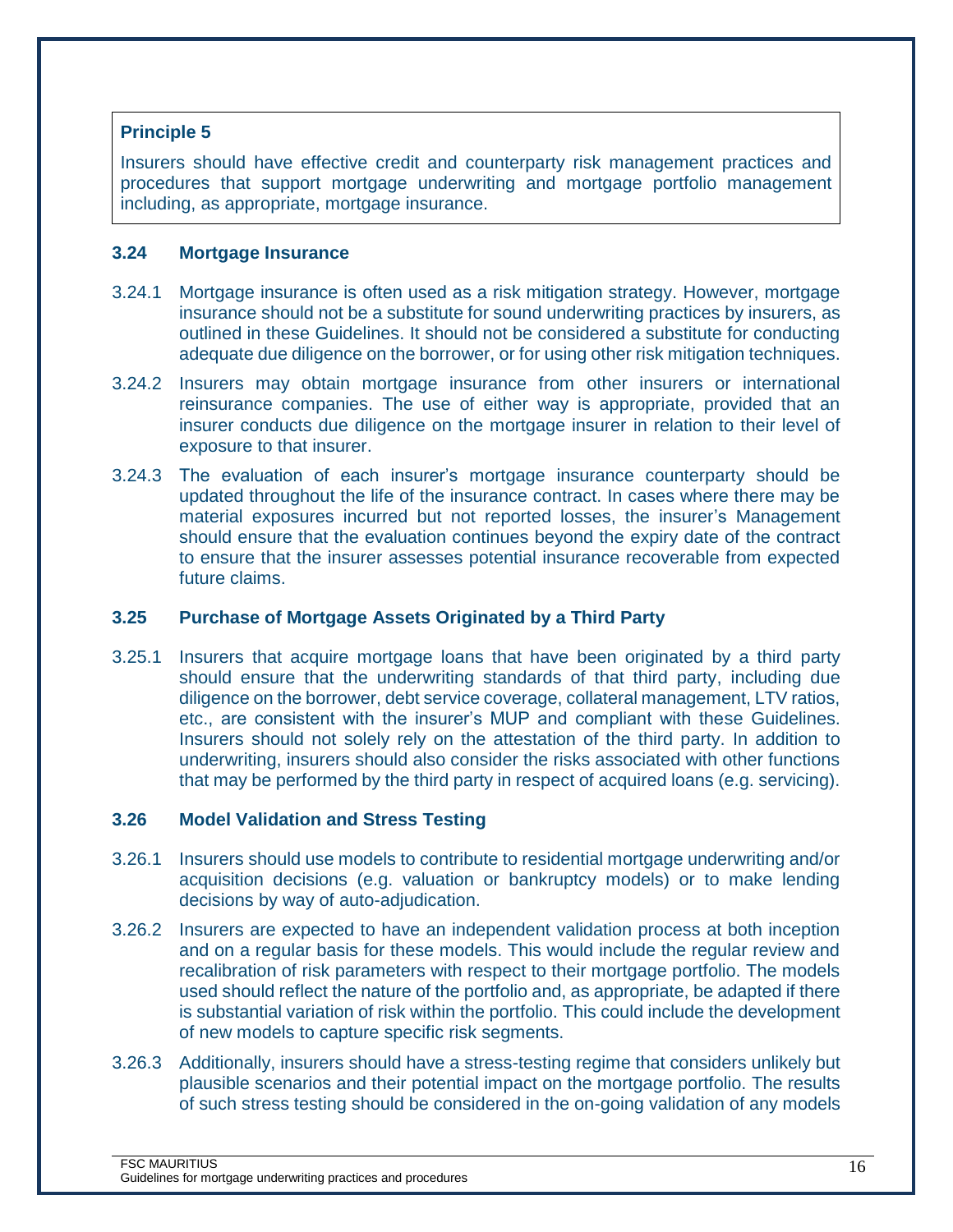**Principle 5**

Insurers should have effective credit and counterparty risk management practices and procedures that support mortgage underwriting and mortgage portfolio management including, as appropriate, mortgage insurance.

### 3.24 Mortgage Insurance

3.24.1 Mortgage insurance is often used as a risk mitigation strategy. However, mortgage insurance should not be a substitute for sound underwriting practices by insurers, as outlined in these Guidelines. It should not be considered a substitute for conducting adequate due diligence on the borrower, or for using other risk mitigation techniques.

3.24.2 Insurers may obtain mortgage insurance from other insurers or international reinsurance companies. The use of either way is appropriate, provided that an insurer conducts due diligence on the mortgage insurer in relation to their level of exposure to that insurer.

3.24.3 The evaluation of each insurer's mortgage insurance counterparty should be updated throughout the life of the insurance contract. In cases where there may be material exposures incurred but not reported losses, the insurer's Management should ensure that the evaluation continues beyond the expiry date of the contract to ensure that the insurer assesses potential insurance recoverable from expected future claims.

### 3.25 Purchase of Mortgage Assets Originated by a Third Party

3.25.1 Insurers that acquire mortgage loans that have been originated by a third party should ensure that the underwriting standards of that third party, including due diligence on the borrower, debt service coverage, collateral management, LTV ratios, etc., are consistent with the insurer's MUP and compliant with these Guidelines. Insurers should not solely rely on the attestation of the third party. In addition to underwriting, insurers should also consider the risks associated with other functions that may be performed by the third party in respect of acquired loans (e.g. servicing).

### 3.26 Model Validation and Stress Testing

3.26.1 Insurers should use models to contribute to residential mortgage underwriting and/or acquisition decisions (e.g. valuation or bankruptcy models) or to make lending decisions by way of auto-adjudication.

3.26.2 Insurers are expected to have an independent validation process at both inception and on a regular basis for these models. This would include the regular review and recalibration of risk parameters with respect to their mortgage portfolio. The models used should reflect the nature of the portfolio and, as appropriate, be adapted if there is substantial variation of risk within the portfolio. This could include the development of new models to capture specific risk segments.

3.26.3 Additionally, insurers should have a stress-testing regime that considers unlikely but plausible scenarios and their potential impact on the mortgage portfolio. The results of such stress testing should be considered in the on-going validation of any models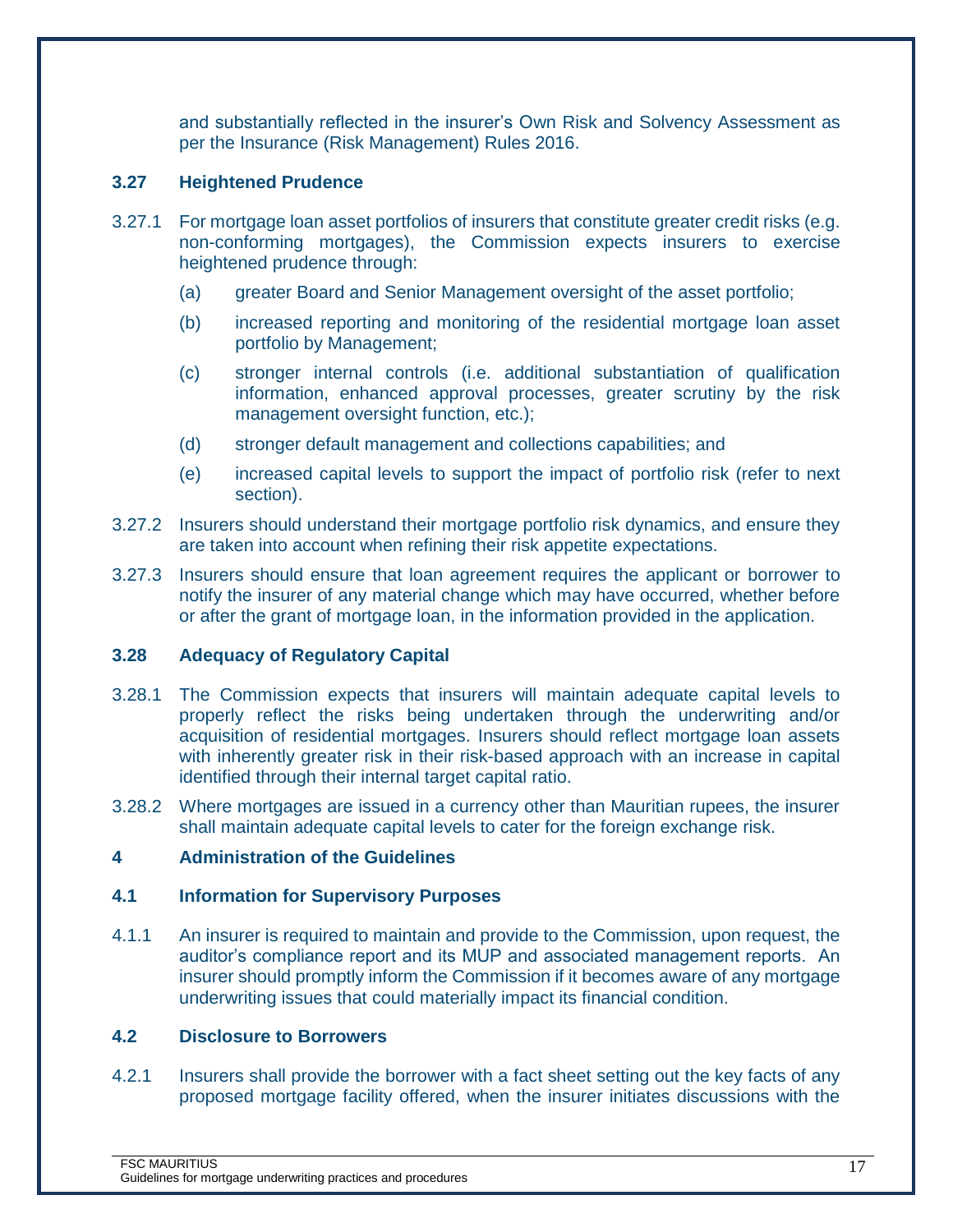and substantially reflected in the insurer's Own Risk and Solvency Assessment as per the Insurance (Risk Management) Rules 2016.

### 3.27 Heightened Prudence

3.27.1 For mortgage loan asset portfolios of insurers that constitute greater credit risks (e.g. non-conforming mortgages), the Commission expects insurers to exercise heightened prudence through:

(a) greater Board and Senior Management oversight of the asset portfolio;

(b) increased reporting and monitoring of the residential mortgage loan asset portfolio by Management;

(c) stronger internal controls (i.e. additional substantiation of qualification information, enhanced approval processes, greater scrutiny by the risk management oversight function, etc.);

(d) stronger default management and collections capabilities; and

(e) increased capital levels to support the impact of portfolio risk (refer to next section).

3.27.2 Insurers should understand their mortgage portfolio risk dynamics, and ensure they are taken into account when refining their risk appetite expectations.

3.27.3 Insurers should ensure that loan agreement requires the applicant or borrower to notify the insurer of any material change which may have occurred, whether before or after the grant of mortgage loan, in the information provided in the application.

### 3.28 Adequacy of Regulatory Capital

3.28.1 The Commission expects that insurers will maintain adequate capital levels to properly reflect the risks being undertaken through the underwriting and/or acquisition of residential mortgages. Insurers should reflect mortgage loan assets with inherently greater risk in their risk-based approach with an increase in capital identified through their internal target capital ratio.

3.28.2 Where mortgages are issued in a currency other than Mauritian rupees, the insurer shall maintain adequate capital levels to cater for the foreign exchange risk.

## 4 Administration of the Guidelines

### 4.1 Information for Supervisory Purposes

4.1.1 An insurer is required to maintain and provide to the Commission, upon request, the auditor's compliance report and its MUP and associated management reports. An insurer should promptly inform the Commission if it becomes aware of any mortgage underwriting issues that could materially impact its financial condition.

### 4.2 Disclosure to Borrowers

4.2.1 Insurers shall provide the borrower with a fact sheet setting out the key facts of any proposed mortgage facility offered, when the insurer initiates discussions with the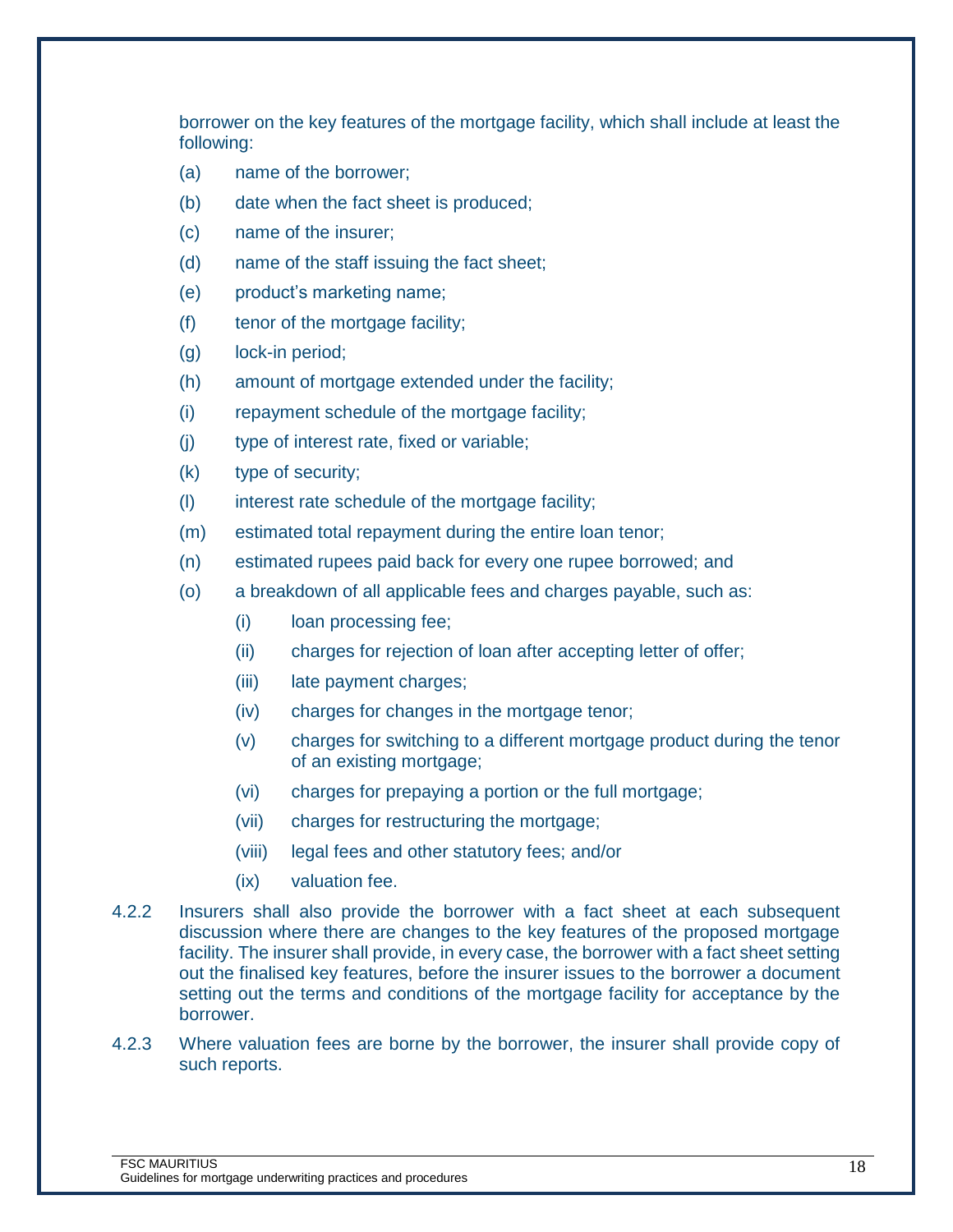borrower on the key features of the mortgage facility, which shall include at least the following:

(a) name of the borrower;

(b) date when the fact sheet is produced;

(c) name of the insurer;

(d) name of the staff issuing the fact sheet;

(e) product's marketing name;

(f) tenor of the mortgage facility;

(g) lock-in period;

(h) amount of mortgage extended under the facility;

(i) repayment schedule of the mortgage facility;

(j) type of interest rate, fixed or variable;

(k) type of security;

(l) interest rate schedule of the mortgage facility;

(m) estimated total repayment during the entire loan tenor;

(n) estimated rupees paid back for every one rupee borrowed; and

(o) a breakdown of all applicable fees and charges payable, such as:

  (i) loan processing fee;

  (ii) charges for rejection of loan after accepting letter of offer;

  (iii) late payment charges;

  (iv) charges for changes in the mortgage tenor;

  (v) charges for switching to a different mortgage product during the tenor of an existing mortgage;

  (vi) charges for prepaying a portion or the full mortgage;

  (vii) charges for restructuring the mortgage;

  (viii) legal fees and other statutory fees; and/or

  (ix) valuation fee.

4.2.2 Insurers shall also provide the borrower with a fact sheet at each subsequent discussion where there are changes to the key features of the proposed mortgage facility. The insurer shall provide, in every case, the borrower with a fact sheet setting out the finalised key features, before the insurer issues to the borrower a document setting out the terms and conditions of the mortgage facility for acceptance by the borrower.

4.2.3 Where valuation fees are borne by the borrower, the insurer shall provide copy of such reports.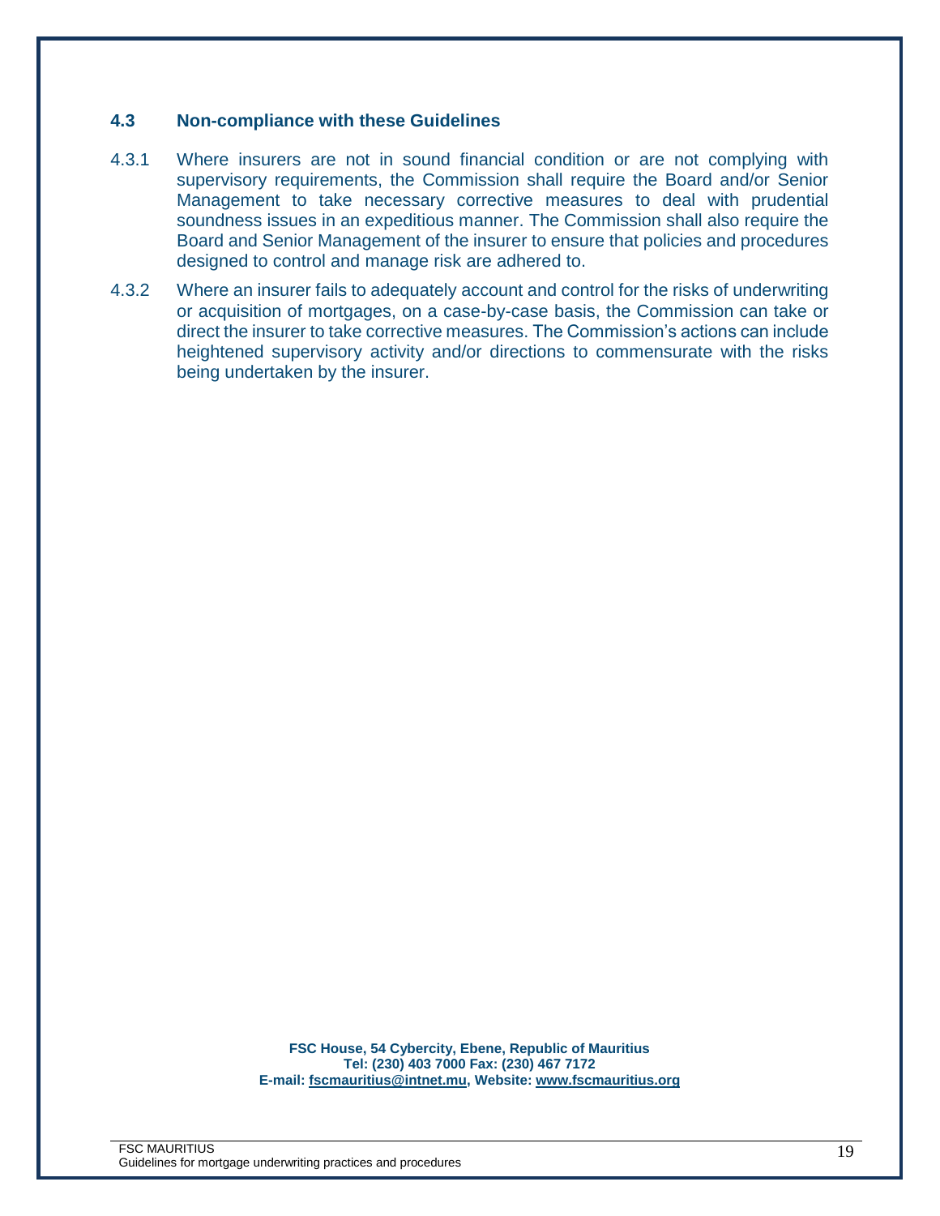### 4.3 Non-compliance with these Guidelines

4.3.1 Where insurers are not in sound financial condition or are not complying with supervisory requirements, the Commission shall require the Board and/or Senior Management to take necessary corrective measures to deal with prudential soundness issues in an expeditious manner. The Commission shall also require the Board and Senior Management of the insurer to ensure that policies and procedures designed to control and manage risk are adhered to.

4.3.2 Where an insurer fails to adequately account and control for the risks of underwriting or acquisition of mortgages, on a case-by-case basis, the Commission can take or direct the insurer to take corrective measures. The Commission's actions can include heightened supervisory activity and/or directions to commensurate with the risks being undertaken by the insurer.

**FSC House, 54 Cybercity, Ebene, Republic of Mauritius**
**Tel: (230) 403 7000 Fax: (230) 467 7172**
**E-mail: fscmauritius@intnet.mu, Website: www.fscmauritius.org**